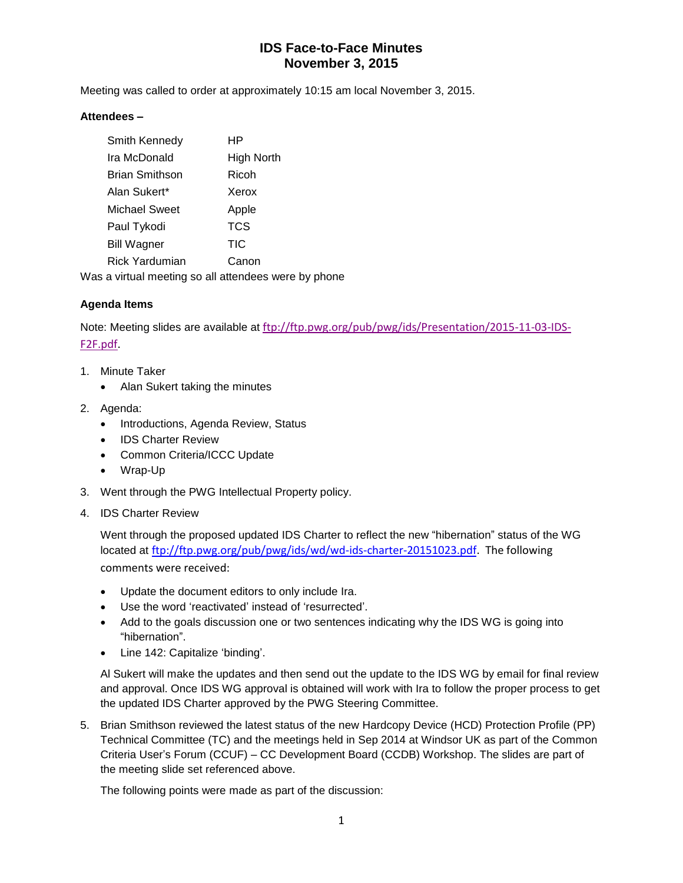# IDS Face-to-Face Minutes
# November 3, 2015

Meeting was called to order at approximately 10:15 am local November 3, 2015.

**Attendees –**

| | |
|---|---|
| Smith Kennedy | HP |
| Ira McDonald | High North |
| Brian Smithson | Ricoh |
| Alan Sukert* | Xerox |
| Michael Sweet | Apple |
| Paul Tykodi | TCS |
| Bill Wagner | TIC |
| Rick Yardumian | Canon |

Was a virtual meeting so all attendees were by phone

**Agenda Items**

Note: Meeting slides are available at ftp://ftp.pwg.org/pub/pwg/ids/Presentation/2015-11-03-IDS-F2F.pdf.

1. Minute Taker
   - Alan Sukert taking the minutes
2. Agenda:
   - Introductions, Agenda Review, Status
   - IDS Charter Review
   - Common Criteria/ICCC Update
   - Wrap-Up
3. Went through the PWG Intellectual Property policy.
4. IDS Charter Review

   Went through the proposed updated IDS Charter to reflect the new "hibernation" status of the WG located at ftp://ftp.pwg.org/pub/pwg/ids/wd/wd-ids-charter-20151023.pdf. The following comments were received:

   - Update the document editors to only include Ira.
   - Use the word 'reactivated' instead of 'resurrected'.
   - Add to the goals discussion one or two sentences indicating why the IDS WG is going into "hibernation".
   - Line 142: Capitalize 'binding'.

   Al Sukert will make the updates and then send out the update to the IDS WG by email for final review and approval. Once IDS WG approval is obtained will work with Ira to follow the proper process to get the updated IDS Charter approved by the PWG Steering Committee.

5. Brian Smithson reviewed the latest status of the new Hardcopy Device (HCD) Protection Profile (PP) Technical Committee (TC) and the meetings held in Sep 2014 at Windsor UK as part of the Common Criteria User's Forum (CCUF) – CC Development Board (CCDB) Workshop. The slides are part of the meeting slide set referenced above.

   The following points were made as part of the discussion: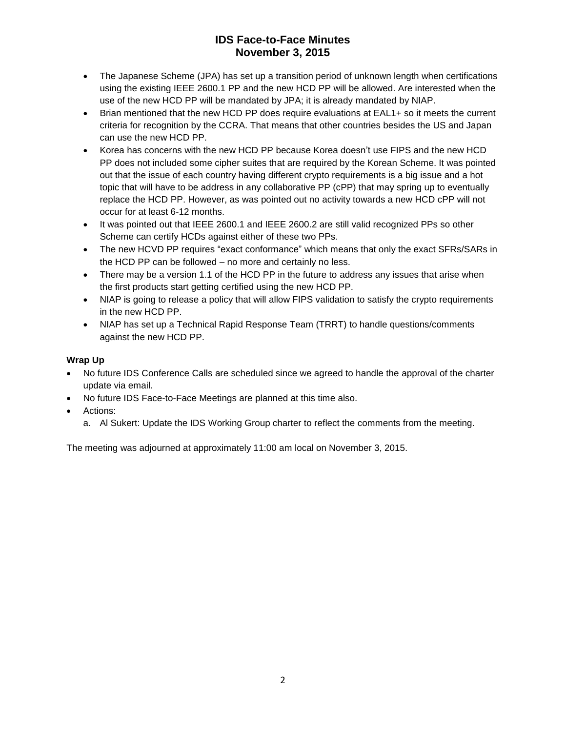- The Japanese Scheme (JPA) has set up a transition period of unknown length when certifications using the existing IEEE 2600.1 PP and the new HCD PP will be allowed. Are interested when the use of the new HCD PP will be mandated by JPA; it is already mandated by NIAP.
- Brian mentioned that the new HCD PP does require evaluations at EAL1+ so it meets the current criteria for recognition by the CCRA. That means that other countries besides the US and Japan can use the new HCD PP.
- Korea has concerns with the new HCD PP because Korea doesn't use FIPS and the new HCD PP does not included some cipher suites that are required by the Korean Scheme. It was pointed out that the issue of each country having different crypto requirements is a big issue and a hot topic that will have to be address in any collaborative PP (cPP) that may spring up to eventually replace the HCD PP. However, as was pointed out no activity towards a new HCD cPP will not occur for at least 6-12 months.
- It was pointed out that IEEE 2600.1 and IEEE 2600.2 are still valid recognized PPs so other Scheme can certify HCDs against either of these two PPs.
- The new HCVD PP requires "exact conformance" which means that only the exact SFRs/SARs in the HCD PP can be followed – no more and certainly no less.
- There may be a version 1.1 of the HCD PP in the future to address any issues that arise when the first products start getting certified using the new HCD PP.
- NIAP is going to release a policy that will allow FIPS validation to satisfy the crypto requirements in the new HCD PP.
- NIAP has set up a Technical Rapid Response Team (TRRT) to handle questions/comments against the new HCD PP.

**Wrap Up**

- No future IDS Conference Calls are scheduled since we agreed to handle the approval of the charter update via email.
- No future IDS Face-to-Face Meetings are planned at this time also.
- Actions:
  a. Al Sukert: Update the IDS Working Group charter to reflect the comments from the meeting.

The meeting was adjourned at approximately 11:00 am local on November 3, 2015.